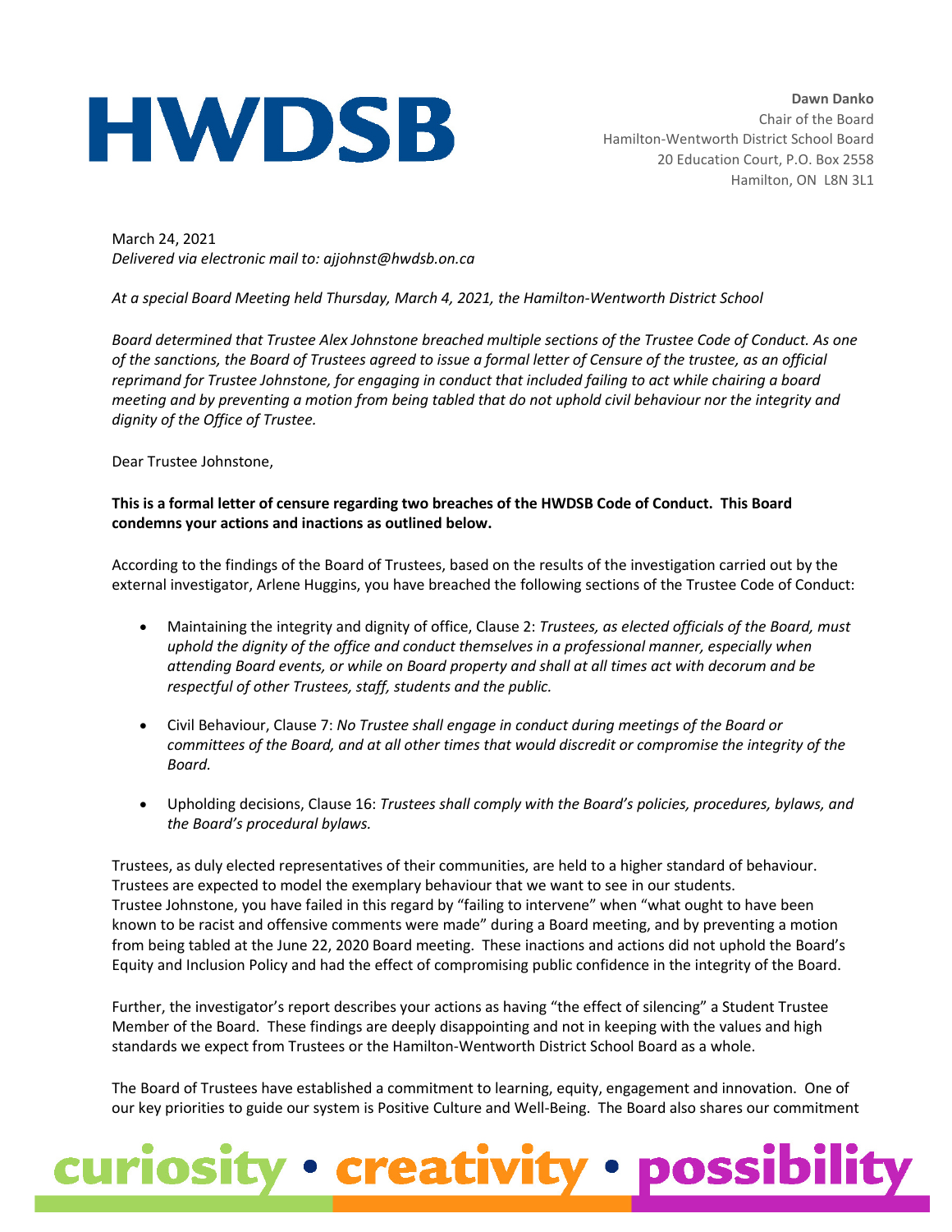**HWDSB**

**Dawn Danko**
Chair of the Board
Hamilton-Wentworth District School Board
20 Education Court, P.O. Box 2558
Hamilton, ON L8N 3L1

March 24, 2021
*Delivered via electronic mail to: ajjohnst@hwdsb.on.ca*

*At a special Board Meeting held Thursday, March 4, 2021, the Hamilton-Wentworth District School Board determined that Trustee Alex Johnstone breached multiple sections of the Trustee Code of Conduct. As one of the sanctions, the Board of Trustees agreed to issue a formal letter of Censure of the trustee, as an official reprimand for Trustee Johnstone, for engaging in conduct that included failing to act while chairing a board meeting and by preventing a motion from being tabled that do not uphold civil behaviour nor the integrity and dignity of the Office of Trustee.*

Dear Trustee Johnstone,

**This is a formal letter of censure regarding two breaches of the HWDSB Code of Conduct. This Board condemns your actions and inactions as outlined below.**

According to the findings of the Board of Trustees, based on the results of the investigation carried out by the external investigator, Arlene Huggins, you have breached the following sections of the Trustee Code of Conduct:

- Maintaining the integrity and dignity of office, Clause 2: *Trustees, as elected officials of the Board, must uphold the dignity of the office and conduct themselves in a professional manner, especially when attending Board events, or while on Board property and shall at all times act with decorum and be respectful of other Trustees, staff, students and the public.*
- Civil Behaviour, Clause 7: *No Trustee shall engage in conduct during meetings of the Board or committees of the Board, and at all other times that would discredit or compromise the integrity of the Board.*
- Upholding decisions, Clause 16: *Trustees shall comply with the Board's policies, procedures, bylaws, and the Board's procedural bylaws.*

Trustees, as duly elected representatives of their communities, are held to a higher standard of behaviour. Trustees are expected to model the exemplary behaviour that we want to see in our students. Trustee Johnstone, you have failed in this regard by "failing to intervene" when "what ought to have been known to be racist and offensive comments were made" during a Board meeting, and by preventing a motion from being tabled at the June 22, 2020 Board meeting. These inactions and actions did not uphold the Board's Equity and Inclusion Policy and had the effect of compromising public confidence in the integrity of the Board.

Further, the investigator's report describes your actions as having "the effect of silencing" a Student Trustee Member of the Board. These findings are deeply disappointing and not in keeping with the values and high standards we expect from Trustees or the Hamilton-Wentworth District School Board as a whole.

The Board of Trustees have established a commitment to learning, equity, engagement and innovation. One of our key priorities to guide our system is Positive Culture and Well-Being. The Board also shares our commitment

curiosity • creativity • possibility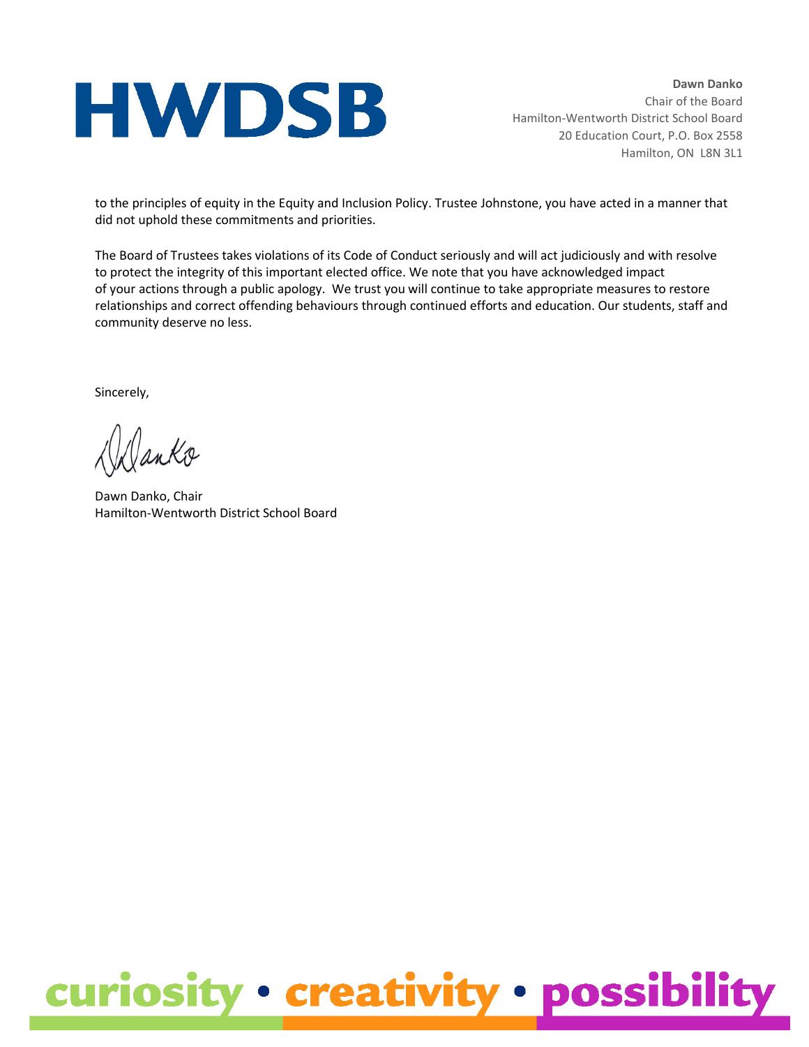**Dawn Danko**
Chair of the Board
Hamilton-Wentworth District School Board
20 Education Court, P.O. Box 2558
Hamilton, ON L8N 3L1

to the principles of equity in the Equity and Inclusion Policy. Trustee Johnstone, you have acted in a manner that did not uphold these commitments and priorities.

The Board of Trustees takes violations of its Code of Conduct seriously and will act judiciously and with resolve to protect the integrity of this important elected office. We note that you have acknowledged impact of your actions through a public apology. We trust you will continue to take appropriate measures to restore relationships and correct offending behaviours through continued efforts and education. Our students, staff and community deserve no less.

Sincerely,

Dawn Danko, Chair
Hamilton-Wentworth District School Board

curiosity • creativity • possibility